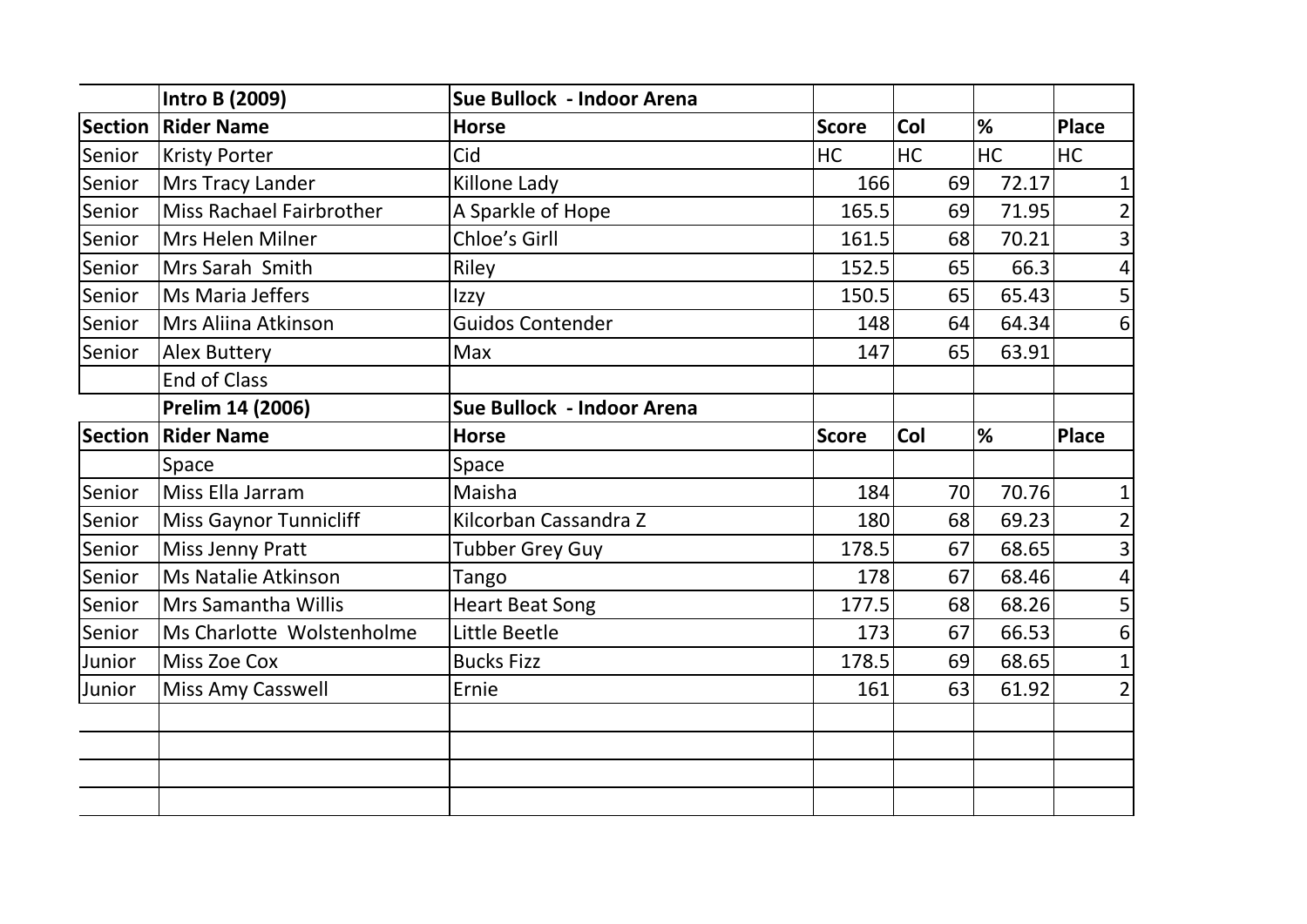| | Intro B (2009) | Sue Bullock - Indoor Arena | | | | |
|---|---|---|---|---|---|---|
| **Section** | **Rider Name** | **Horse** | **Score** | **Col** | **%** | **Place** |
| Senior | Kristy Porter | Cid | HC | HC | HC | HC |
| Senior | Mrs Tracy Lander | Killone Lady | 166 | 69 | 72.17 | 1 |
| Senior | Miss Rachael Fairbrother | A Sparkle of Hope | 165.5 | 69 | 71.95 | 2 |
| Senior | Mrs Helen Milner | Chloe's Girll | 161.5 | 68 | 70.21 | 3 |
| Senior | Mrs Sarah Smith | Riley | 152.5 | 65 | 66.3 | 4 |
| Senior | Ms Maria Jeffers | Izzy | 150.5 | 65 | 65.43 | 5 |
| Senior | Mrs Aliina Atkinson | Guidos Contender | 148 | 64 | 64.34 | 6 |
| Senior | Alex Buttery | Max | 147 | 65 | 63.91 | |
| | End of Class | | | | | |
| | **Prelim 14 (2006)** | **Sue Bullock - Indoor Arena** | | | | |
| **Section** | **Rider Name** | **Horse** | **Score** | **Col** | **%** | **Place** |
| | Space | Space | | | | |
| Senior | Miss Ella Jarram | Maisha | 184 | 70 | 70.76 | 1 |
| Senior | Miss Gaynor Tunnicliff | Kilcorban Cassandra Z | 180 | 68 | 69.23 | 2 |
| Senior | Miss Jenny Pratt | Tubber Grey Guy | 178.5 | 67 | 68.65 | 3 |
| Senior | Ms Natalie Atkinson | Tango | 178 | 67 | 68.46 | 4 |
| Senior | Mrs Samantha Willis | Heart Beat Song | 177.5 | 68 | 68.26 | 5 |
| Senior | Ms Charlotte Wolstenholme | Little Beetle | 173 | 67 | 66.53 | 6 |
| Junior | Miss Zoe Cox | Bucks Fizz | 178.5 | 69 | 68.65 | 1 |
| Junior | Miss Amy Casswell | Ernie | 161 | 63 | 61.92 | 2 |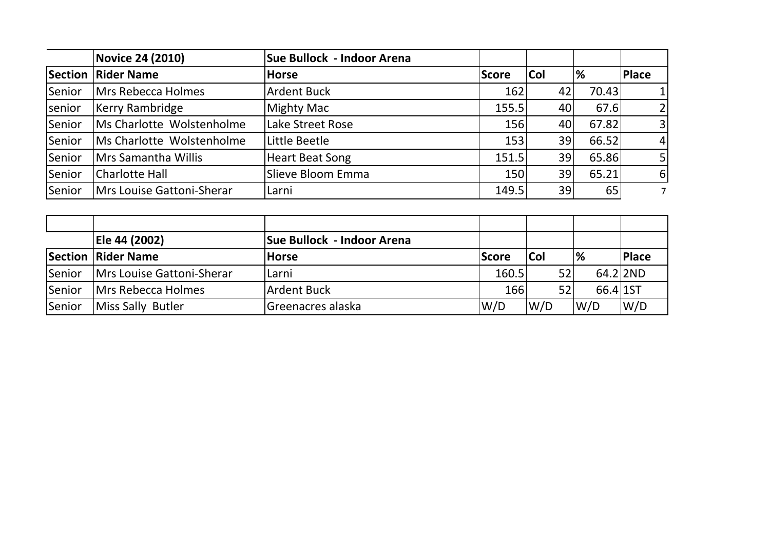| | Novice 24 (2010) | Sue Bullock - Indoor Arena | | | | |
|---|---|---|---|---|---|---|
| Section | Rider Name | Horse | Score | Col | % | Place |
| Senior | Mrs Rebecca Holmes | Ardent Buck | 162 | 42 | 70.43 | 1 |
| senior | Kerry Rambridge | Mighty Mac | 155.5 | 40 | 67.6 | 2 |
| Senior | Ms Charlotte Wolstenholme | Lake Street Rose | 156 | 40 | 67.82 | 3 |
| Senior | Ms Charlotte Wolstenholme | Little Beetle | 153 | 39 | 66.52 | 4 |
| Senior | Mrs Samantha Willis | Heart Beat Song | 151.5 | 39 | 65.86 | 5 |
| Senior | Charlotte Hall | Slieve Bloom Emma | 150 | 39 | 65.21 | 6 |
| Senior | Mrs Louise Gattoni-Sherar | Larni | 149.5 | 39 | 65 | 7 |

| | Ele 44 (2002) | Sue Bullock - Indoor Arena | | | | |
|---|---|---|---|---|---|---|
| Section | Rider Name | Horse | Score | Col | % | Place |
| Senior | Mrs Louise Gattoni-Sherar | Larni | 160.5 | 52 | 64.2 | 2ND |
| Senior | Mrs Rebecca Holmes | Ardent Buck | 166 | 52 | 66.4 | 1ST |
| Senior | Miss Sally Butler | Greenacres alaska | W/D | W/D | W/D | W/D |